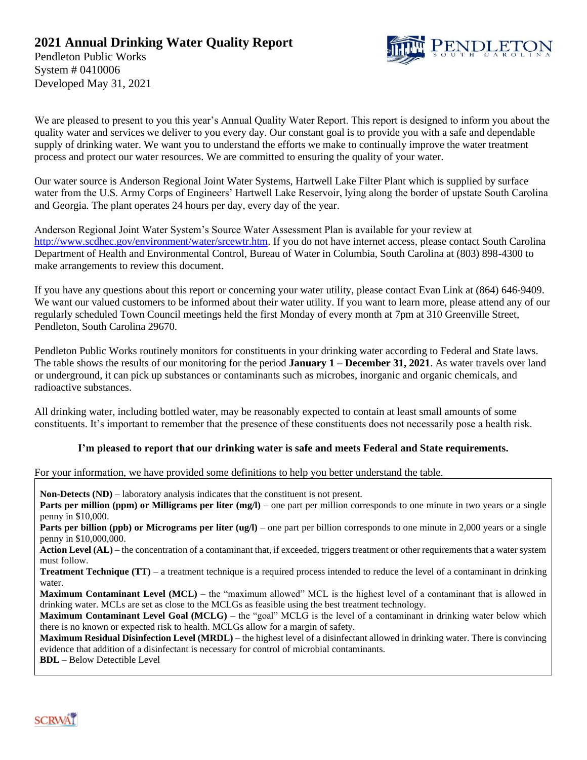# 2021 Annual Drinking Water Quality Report

Pendleton Public Works
System # 0410006
Developed May 31, 2021

We are pleased to present to you this year's Annual Quality Water Report. This report is designed to inform you about the quality water and services we deliver to you every day. Our constant goal is to provide you with a safe and dependable supply of drinking water. We want you to understand the efforts we make to continually improve the water treatment process and protect our water resources. We are committed to ensuring the quality of your water.

Our water source is Anderson Regional Joint Water Systems, Hartwell Lake Filter Plant which is supplied by surface water from the U.S. Army Corps of Engineers' Hartwell Lake Reservoir, lying along the border of upstate South Carolina and Georgia. The plant operates 24 hours per day, every day of the year.

Anderson Regional Joint Water System's Source Water Assessment Plan is available for your review at http://www.scdhec.gov/environment/water/srcewtr.htm. If you do not have internet access, please contact South Carolina Department of Health and Environmental Control, Bureau of Water in Columbia, South Carolina at (803) 898-4300 to make arrangements to review this document.

If you have any questions about this report or concerning your water utility, please contact Evan Link at (864) 646-9409. We want our valued customers to be informed about their water utility. If you want to learn more, please attend any of our regularly scheduled Town Council meetings held the first Monday of every month at 7pm at 310 Greenville Street, Pendleton, South Carolina 29670.

Pendleton Public Works routinely monitors for constituents in your drinking water according to Federal and State laws. The table shows the results of our monitoring for the period **January 1 – December 31, 2021**. As water travels over land or underground, it can pick up substances or contaminants such as microbes, inorganic and organic chemicals, and radioactive substances.

All drinking water, including bottled water, may be reasonably expected to contain at least small amounts of some constituents. It's important to remember that the presence of these constituents does not necessarily pose a health risk.

**I'm pleased to report that our drinking water is safe and meets Federal and State requirements.**

For your information, we have provided some definitions to help you better understand the table.

**Non-Detects (ND)** – laboratory analysis indicates that the constituent is not present.
**Parts per million (ppm) or Milligrams per liter (mg/l)** – one part per million corresponds to one minute in two years or a single penny in $10,000.
**Parts per billion (ppb) or Micrograms per liter (ug/l)** – one part per billion corresponds to one minute in 2,000 years or a single penny in $10,000,000.
**Action Level (AL)** – the concentration of a contaminant that, if exceeded, triggers treatment or other requirements that a water system must follow.
**Treatment Technique (TT)** – a treatment technique is a required process intended to reduce the level of a contaminant in drinking water.
**Maximum Contaminant Level (MCL)** – the "maximum allowed" MCL is the highest level of a contaminant that is allowed in drinking water. MCLs are set as close to the MCLGs as feasible using the best treatment technology.
**Maximum Contaminant Level Goal (MCLG)** – the "goal" MCLG is the level of a contaminant in drinking water below which there is no known or expected risk to health. MCLGs allow for a margin of safety.
**Maximum Residual Disinfection Level (MRDL)** – the highest level of a disinfectant allowed in drinking water. There is convincing evidence that addition of a disinfectant is necessary for control of microbial contaminants.
**BDL** – Below Detectible Level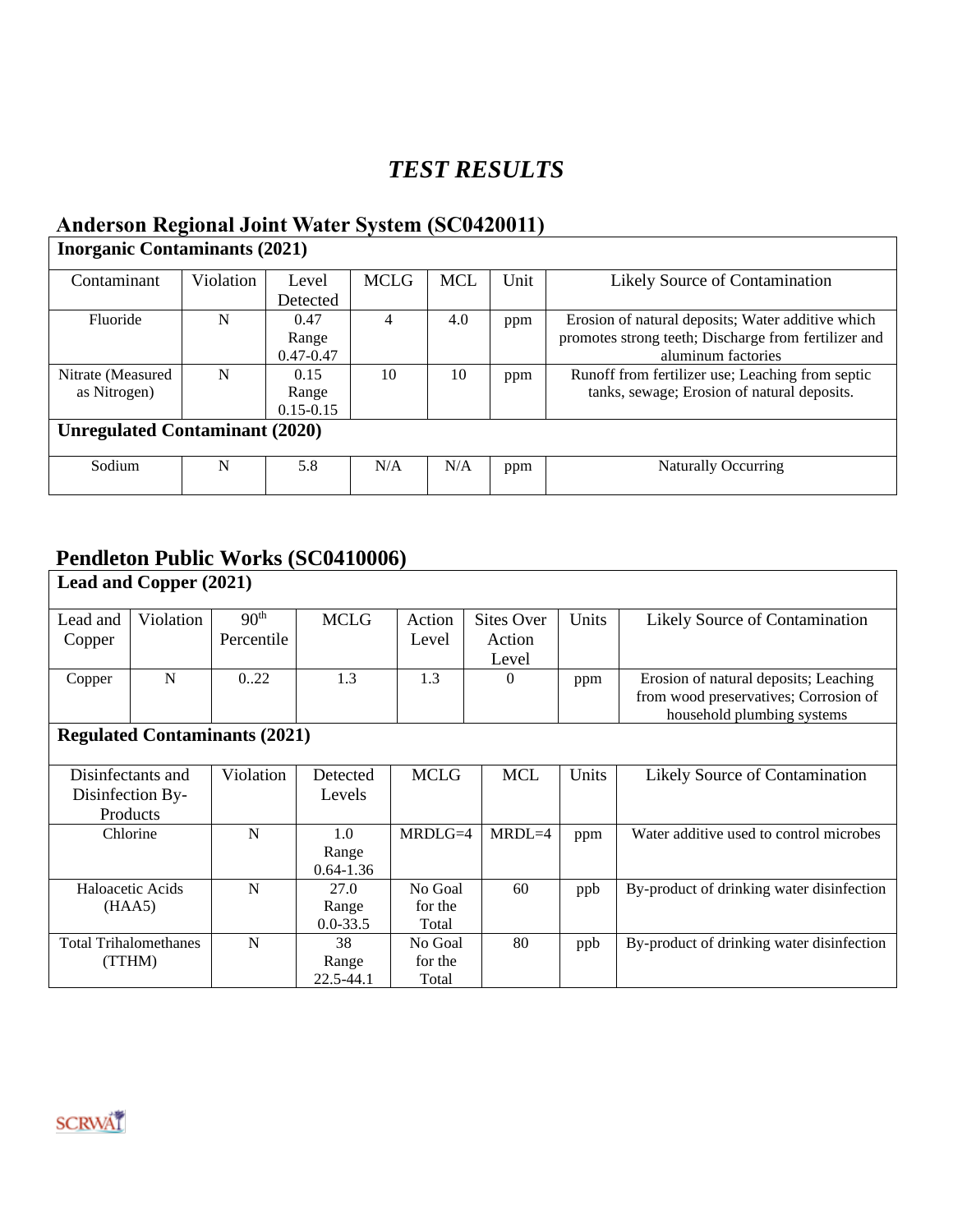# *TEST RESULTS*

## Anderson Regional Joint Water System (SC0420011)

| **Inorganic Contaminants (2021)** | | | | | | |
|---|---|---|---|---|---|---|
| Contaminant | Violation | Level Detected | MCLG | MCL | Unit | Likely Source of Contamination |
| Fluoride | N | 0.47 Range 0.47-0.47 | 4 | 4.0 | ppm | Erosion of natural deposits; Water additive which promotes strong teeth; Discharge from fertilizer and aluminum factories |
| Nitrate (Measured as Nitrogen) | N | 0.15 Range 0.15-0.15 | 10 | 10 | ppm | Runoff from fertilizer use; Leaching from septic tanks, sewage; Erosion of natural deposits. |
| **Unregulated Contaminant (2020)** | | | | | | |
| Sodium | N | 5.8 | N/A | N/A | ppm | Naturally Occurring |

## Pendleton Public Works (SC0410006)

| **Lead and Copper (2021)** | | | | | | | |
|---|---|---|---|---|---|---|---|
| Lead and Copper | Violation | 90th Percentile | MCLG | Action Level | Sites Over Action Level | Units | Likely Source of Contamination |
| Copper | N | 0..22 | 1.3 | 1.3 | 0 | ppm | Erosion of natural deposits; Leaching from wood preservatives; Corrosion of household plumbing systems |

| **Regulated Contaminants (2021)** | | | | | | |
|---|---|---|---|---|---|---|
| Disinfectants and Disinfection By-Products | Violation | Detected Levels | MCLG | MCL | Units | Likely Source of Contamination |
| Chlorine | N | 1.0 Range 0.64-1.36 | MRDLG=4 | MRDL=4 | ppm | Water additive used to control microbes |
| Haloacetic Acids (HAA5) | N | 27.0 Range 0.0-33.5 | No Goal for the Total | 60 | ppb | By-product of drinking water disinfection |
| Total Trihalomethanes (TTHM) | N | 38 Range 22.5-44.1 | No Goal for the Total | 80 | ppb | By-product of drinking water disinfection |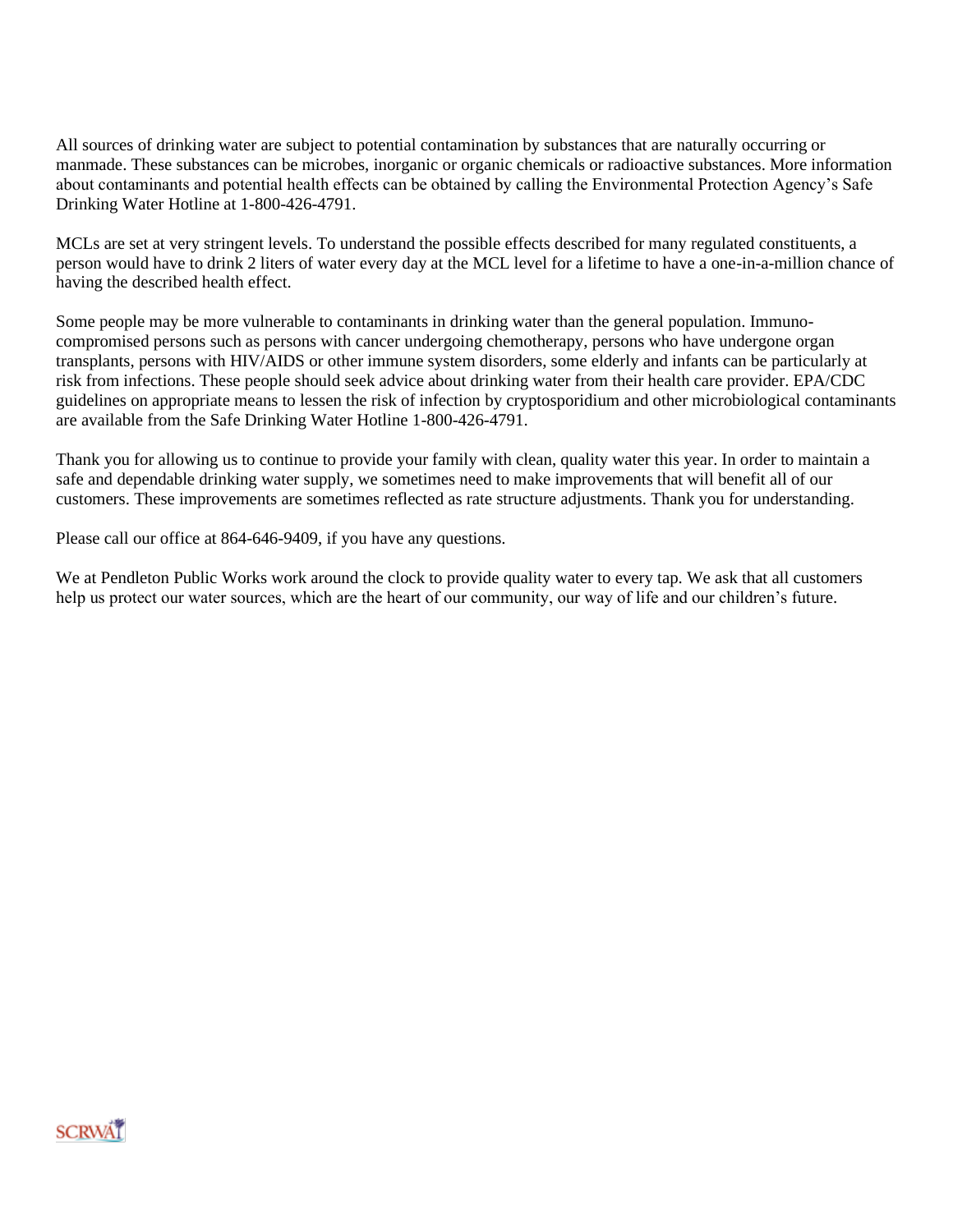All sources of drinking water are subject to potential contamination by substances that are naturally occurring or manmade. These substances can be microbes, inorganic or organic chemicals or radioactive substances. More information about contaminants and potential health effects can be obtained by calling the Environmental Protection Agency's Safe Drinking Water Hotline at 1-800-426-4791.

MCLs are set at very stringent levels. To understand the possible effects described for many regulated constituents, a person would have to drink 2 liters of water every day at the MCL level for a lifetime to have a one-in-a-million chance of having the described health effect.

Some people may be more vulnerable to contaminants in drinking water than the general population. Immuno-compromised persons such as persons with cancer undergoing chemotherapy, persons who have undergone organ transplants, persons with HIV/AIDS or other immune system disorders, some elderly and infants can be particularly at risk from infections. These people should seek advice about drinking water from their health care provider. EPA/CDC guidelines on appropriate means to lessen the risk of infection by cryptosporidium and other microbiological contaminants are available from the Safe Drinking Water Hotline 1-800-426-4791.

Thank you for allowing us to continue to provide your family with clean, quality water this year. In order to maintain a safe and dependable drinking water supply, we sometimes need to make improvements that will benefit all of our customers. These improvements are sometimes reflected as rate structure adjustments. Thank you for understanding.

Please call our office at 864-646-9409, if you have any questions.

We at Pendleton Public Works work around the clock to provide quality water to every tap. We ask that all customers help us protect our water sources, which are the heart of our community, our way of life and our children's future.